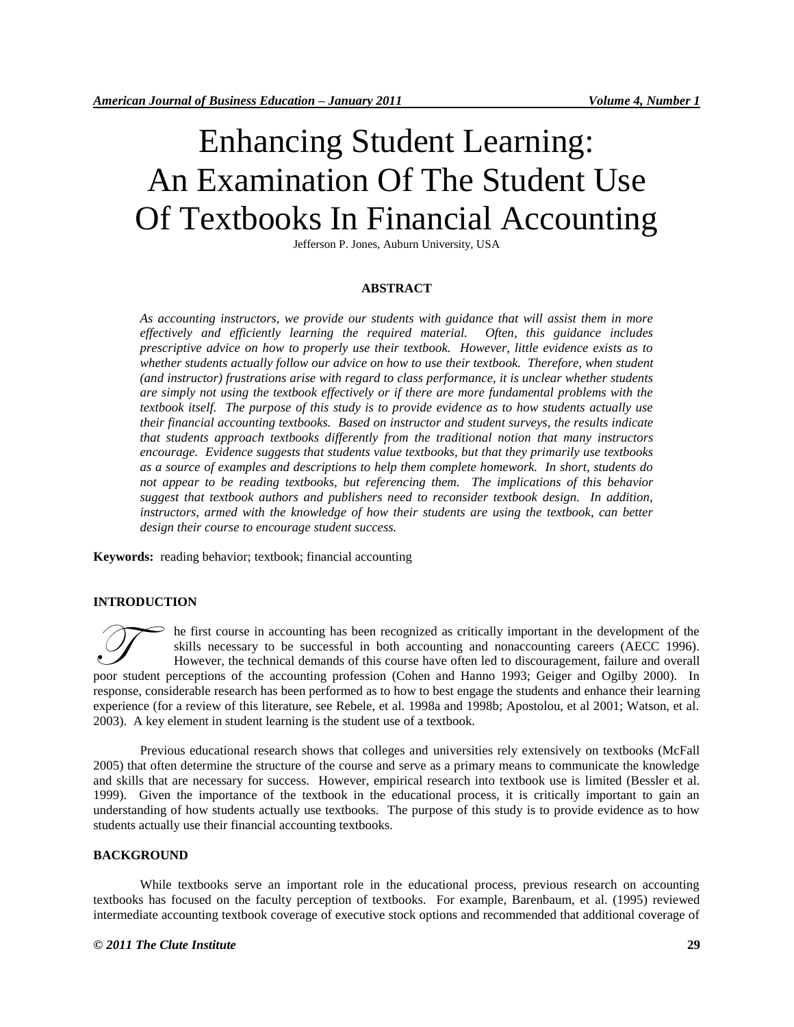# Enhancing Student Learning: An Examination Of The Student Use Of Textbooks In Financial Accounting

Jefferson P. Jones, Auburn University, USA

## ABSTRACT

*As accounting instructors, we provide our students with guidance that will assist them in more effectively and efficiently learning the required material. Often, this guidance includes prescriptive advice on how to properly use their textbook. However, little evidence exists as to whether students actually follow our advice on how to use their textbook. Therefore, when student (and instructor) frustrations arise with regard to class performance, it is unclear whether students are simply not using the textbook effectively or if there are more fundamental problems with the textbook itself. The purpose of this study is to provide evidence as to how students actually use their financial accounting textbooks. Based on instructor and student surveys, the results indicate that students approach textbooks differently from the traditional notion that many instructors encourage. Evidence suggests that students value textbooks, but that they primarily use textbooks as a source of examples and descriptions to help them complete homework. In short, students do not appear to be reading textbooks, but referencing them. The implications of this behavior suggest that textbook authors and publishers need to reconsider textbook design. In addition, instructors, armed with the knowledge of how their students are using the textbook, can better design their course to encourage student success.*

**Keywords:** reading behavior; textbook; financial accounting

## INTRODUCTION

The first course in accounting has been recognized as critically important in the development of the skills necessary to be successful in both accounting and nonaccounting careers (AECC 1996). However, the technical demands of this course have often led to discouragement, failure and overall poor student perceptions of the accounting profession (Cohen and Hanno 1993; Geiger and Ogilby 2000). In response, considerable research has been performed as to how to best engage the students and enhance their learning experience (for a review of this literature, see Rebele, et al. 1998a and 1998b; Apostolou, et al 2001; Watson, et al. 2003). A key element in student learning is the student use of a textbook.

Previous educational research shows that colleges and universities rely extensively on textbooks (McFall 2005) that often determine the structure of the course and serve as a primary means to communicate the knowledge and skills that are necessary for success. However, empirical research into textbook use is limited (Bessler et al. 1999). Given the importance of the textbook in the educational process, it is critically important to gain an understanding of how students actually use textbooks. The purpose of this study is to provide evidence as to how students actually use their financial accounting textbooks.

## BACKGROUND

While textbooks serve an important role in the educational process, previous research on accounting textbooks has focused on the faculty perception of textbooks. For example, Barenbaum, et al. (1995) reviewed intermediate accounting textbook coverage of executive stock options and recommended that additional coverage of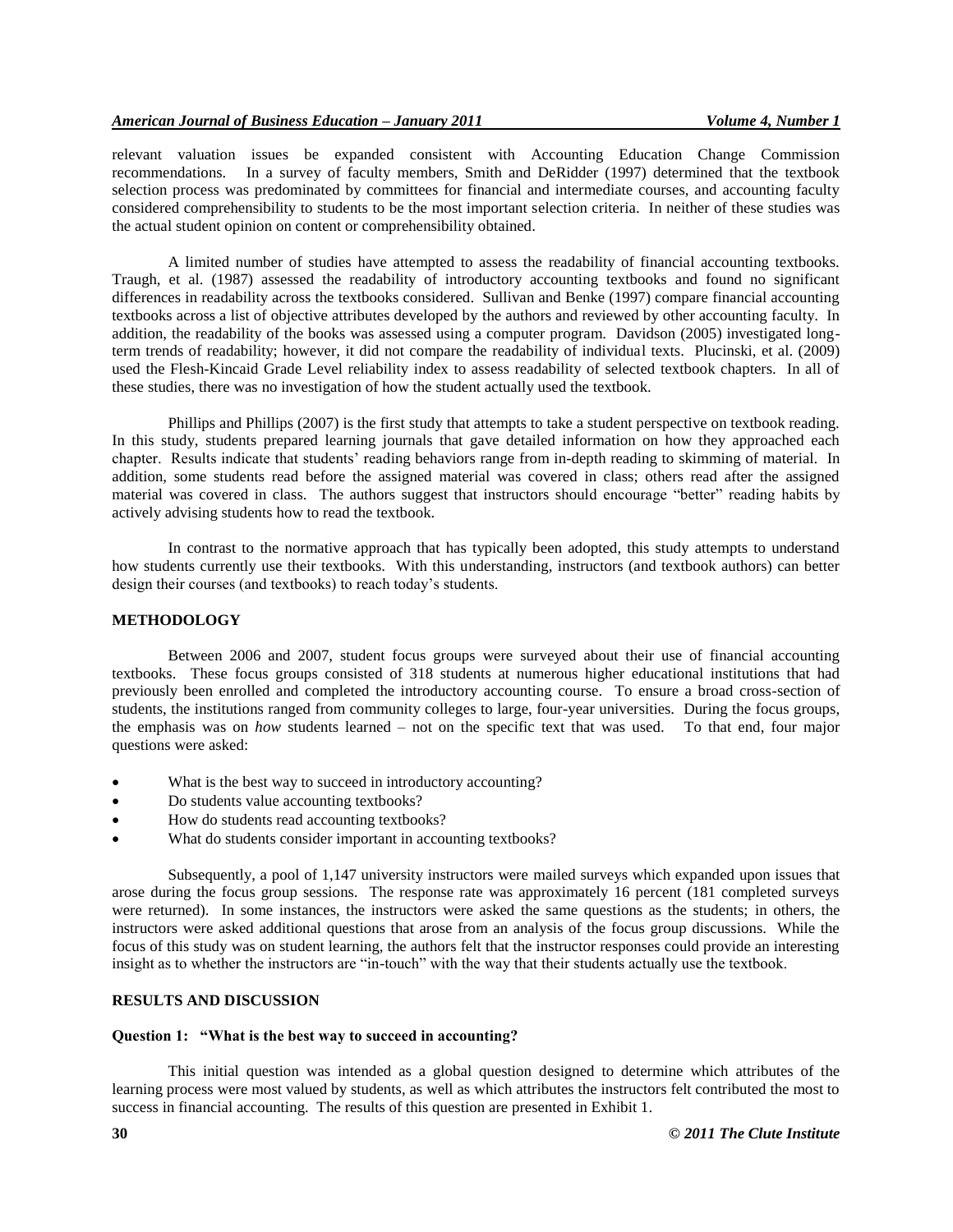relevant valuation issues be expanded consistent with Accounting Education Change Commission recommendations. In a survey of faculty members, Smith and DeRidder (1997) determined that the textbook selection process was predominated by committees for financial and intermediate courses, and accounting faculty considered comprehensibility to students to be the most important selection criteria. In neither of these studies was the actual student opinion on content or comprehensibility obtained.

A limited number of studies have attempted to assess the readability of financial accounting textbooks. Traugh, et al. (1987) assessed the readability of introductory accounting textbooks and found no significant differences in readability across the textbooks considered. Sullivan and Benke (1997) compare financial accounting textbooks across a list of objective attributes developed by the authors and reviewed by other accounting faculty. In addition, the readability of the books was assessed using a computer program. Davidson (2005) investigated long-term trends of readability; however, it did not compare the readability of individual texts. Plucinski, et al. (2009) used the Flesh-Kincaid Grade Level reliability index to assess readability of selected textbook chapters. In all of these studies, there was no investigation of how the student actually used the textbook.

Phillips and Phillips (2007) is the first study that attempts to take a student perspective on textbook reading. In this study, students prepared learning journals that gave detailed information on how they approached each chapter. Results indicate that students' reading behaviors range from in-depth reading to skimming of material. In addition, some students read before the assigned material was covered in class; others read after the assigned material was covered in class. The authors suggest that instructors should encourage "better" reading habits by actively advising students how to read the textbook.

In contrast to the normative approach that has typically been adopted, this study attempts to understand how students currently use their textbooks. With this understanding, instructors (and textbook authors) can better design their courses (and textbooks) to reach today's students.

## METHODOLOGY

Between 2006 and 2007, student focus groups were surveyed about their use of financial accounting textbooks. These focus groups consisted of 318 students at numerous higher educational institutions that had previously been enrolled and completed the introductory accounting course. To ensure a broad cross-section of students, the institutions ranged from community colleges to large, four-year universities. During the focus groups, the emphasis was on *how* students learned – not on the specific text that was used. To that end, four major questions were asked:

- What is the best way to succeed in introductory accounting?
- Do students value accounting textbooks?
- How do students read accounting textbooks?
- What do students consider important in accounting textbooks?

Subsequently, a pool of 1,147 university instructors were mailed surveys which expanded upon issues that arose during the focus group sessions. The response rate was approximately 16 percent (181 completed surveys were returned). In some instances, the instructors were asked the same questions as the students; in others, the instructors were asked additional questions that arose from an analysis of the focus group discussions. While the focus of this study was on student learning, the authors felt that the instructor responses could provide an interesting insight as to whether the instructors are "in-touch" with the way that their students actually use the textbook.

## RESULTS AND DISCUSSION

### Question 1: "What is the best way to succeed in accounting?

This initial question was intended as a global question designed to determine which attributes of the learning process were most valued by students, as well as which attributes the instructors felt contributed the most to success in financial accounting. The results of this question are presented in Exhibit 1.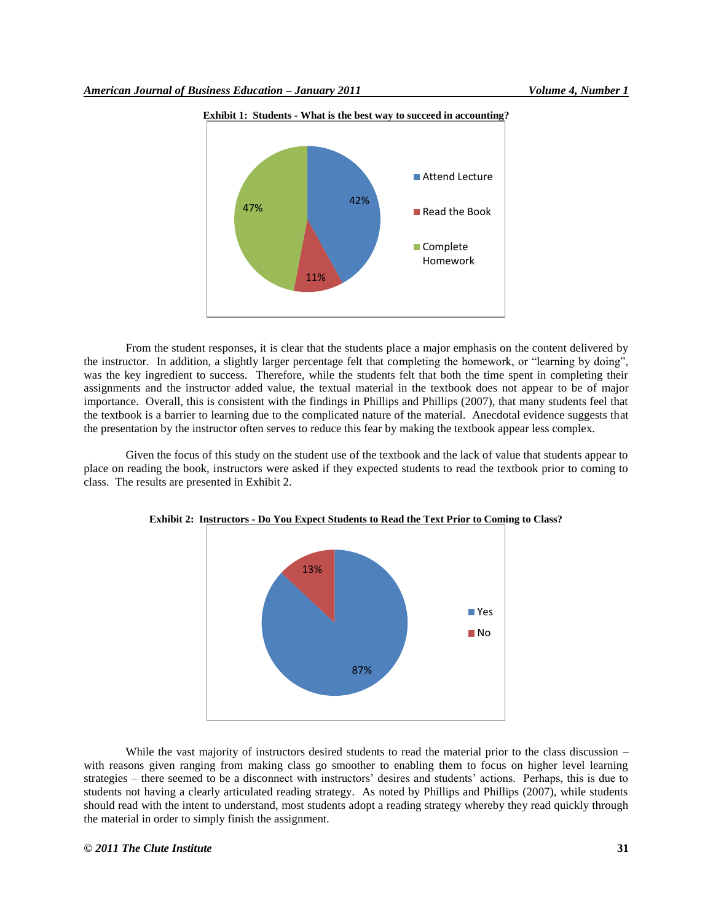**Exhibit 1: Students - What is the best way to succeed in accounting?**

| Response | Percentage |
| --- | --- |
| Attend Lecture | 42% |
| Read the Book | 11% |
| Complete Homework | 47% |

From the student responses, it is clear that the students place a major emphasis on the content delivered by the instructor. In addition, a slightly larger percentage felt that completing the homework, or "learning by doing", was the key ingredient to success. Therefore, while the students felt that both the time spent in completing their assignments and the instructor added value, the textual material in the textbook does not appear to be of major importance. Overall, this is consistent with the findings in Phillips and Phillips (2007), that many students feel that the textbook is a barrier to learning due to the complicated nature of the material. Anecdotal evidence suggests that the presentation by the instructor often serves to reduce this fear by making the textbook appear less complex.

Given the focus of this study on the student use of the textbook and the lack of value that students appear to place on reading the book, instructors were asked if they expected students to read the textbook prior to coming to class. The results are presented in Exhibit 2.

**Exhibit 2: Instructors - Do You Expect Students to Read the Text Prior to Coming to Class?**

| Response | Percentage |
| --- | --- |
| Yes | 87% |
| No | 13% |

While the vast majority of instructors desired students to read the material prior to the class discussion – with reasons given ranging from making class go smoother to enabling them to focus on higher level learning strategies – there seemed to be a disconnect with instructors' desires and students' actions. Perhaps, this is due to students not having a clearly articulated reading strategy. As noted by Phillips and Phillips (2007), while students should read with the intent to understand, most students adopt a reading strategy whereby they read quickly through the material in order to simply finish the assignment.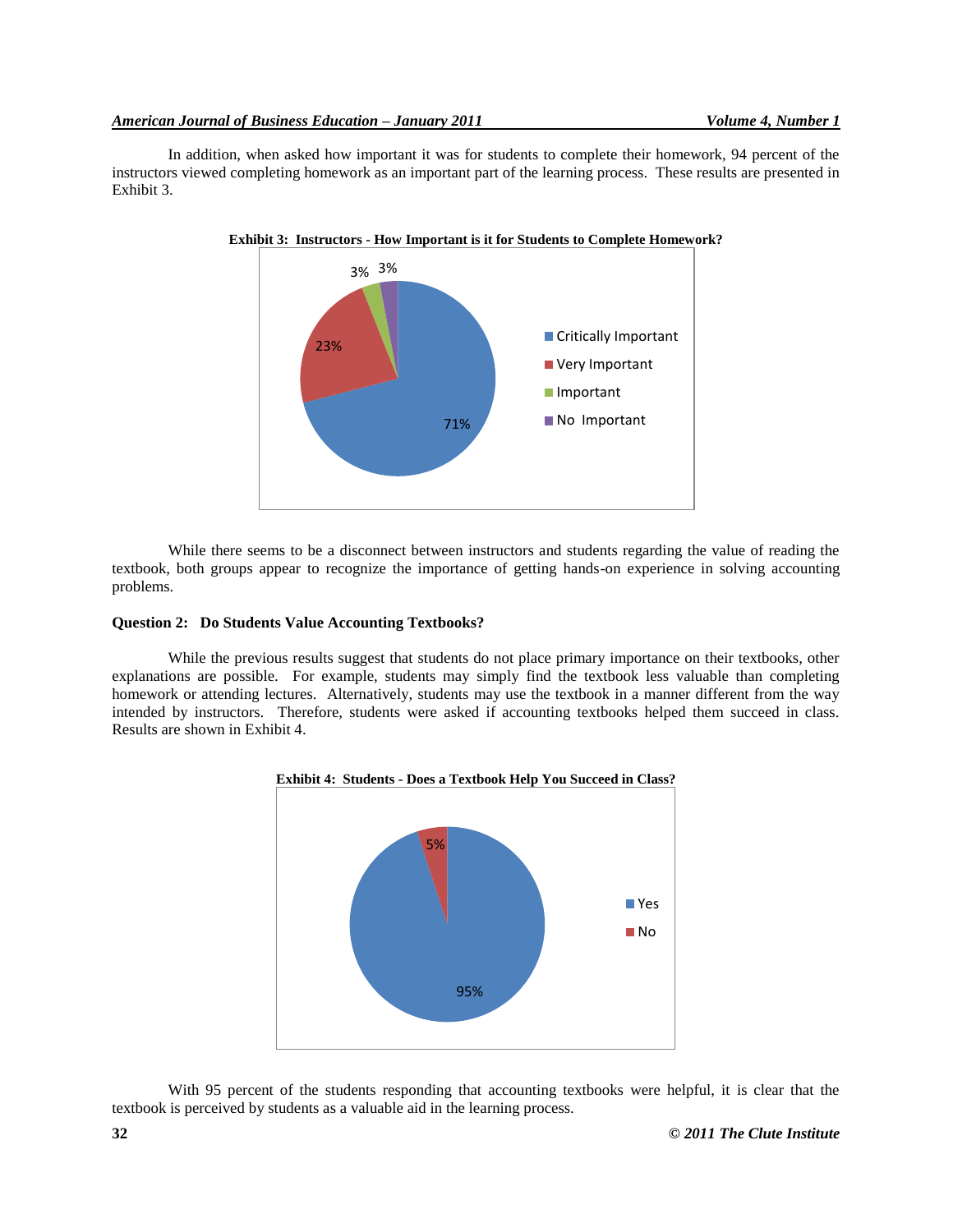In addition, when asked how important it was for students to complete their homework, 94 percent of the instructors viewed completing homework as an important part of the learning process. These results are presented in Exhibit 3.

**Exhibit 3: Instructors - How Important is it for Students to Complete Homework?**

| Response | Percent |
|---|---|
| Critically Important | 71% |
| Very Important | 23% |
| Important | 3% |
| No Important | 3% |

While there seems to be a disconnect between instructors and students regarding the value of reading the textbook, both groups appear to recognize the importance of getting hands-on experience in solving accounting problems.

**Question 2: Do Students Value Accounting Textbooks?**

While the previous results suggest that students do not place primary importance on their textbooks, other explanations are possible. For example, students may simply find the textbook less valuable than completing homework or attending lectures. Alternatively, students may use the textbook in a manner different from the way intended by instructors. Therefore, students were asked if accounting textbooks helped them succeed in class. Results are shown in Exhibit 4.

**Exhibit 4: Students - Does a Textbook Help You Succeed in Class?**

| Response | Percent |
|---|---|
| Yes | 95% |
| No | 5% |

With 95 percent of the students responding that accounting textbooks were helpful, it is clear that the textbook is perceived by students as a valuable aid in the learning process.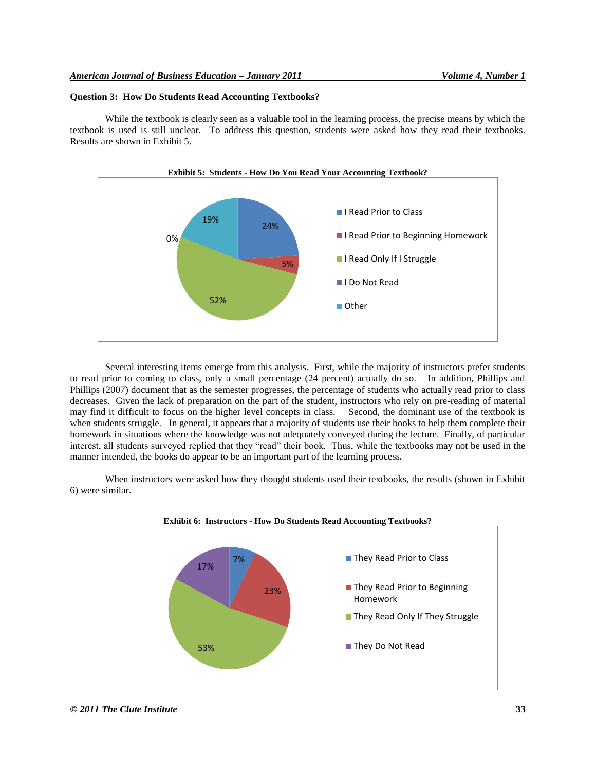**Question 3: How Do Students Read Accounting Textbooks?**

While the textbook is clearly seen as a valuable tool in the learning process, the precise means by which the textbook is used is still unclear. To address this question, students were asked how they read their textbooks. Results are shown in Exhibit 5.

**Exhibit 5: Students - How Do You Read Your Accounting Textbook?**

| Response | Percentage |
|---|---|
| I Read Prior to Class | 24% |
| I Read Prior to Beginning Homework | 5% |
| I Read Only If I Struggle | 52% |
| I Do Not Read | 0% |
| Other | 19% |

Several interesting items emerge from this analysis. First, while the majority of instructors prefer students to read prior to coming to class, only a small percentage (24 percent) actually do so. In addition, Phillips and Phillips (2007) document that as the semester progresses, the percentage of students who actually read prior to class decreases. Given the lack of preparation on the part of the student, instructors who rely on pre-reading of material may find it difficult to focus on the higher level concepts in class. Second, the dominant use of the textbook is when students struggle. In general, it appears that a majority of students use their books to help them complete their homework in situations where the knowledge was not adequately conveyed during the lecture. Finally, of particular interest, all students surveyed replied that they "read" their book. Thus, while the textbooks may not be used in the manner intended, the books do appear to be an important part of the learning process.

When instructors were asked how they thought students used their textbooks, the results (shown in Exhibit 6) were similar.

**Exhibit 6: Instructors - How Do Students Read Accounting Textbooks?**

| Response | Percentage |
|---|---|
| They Read Prior to Class | 7% |
| They Read Prior to Beginning Homework | 23% |
| They Read Only If They Struggle | 53% |
| They Do Not Read | 17% |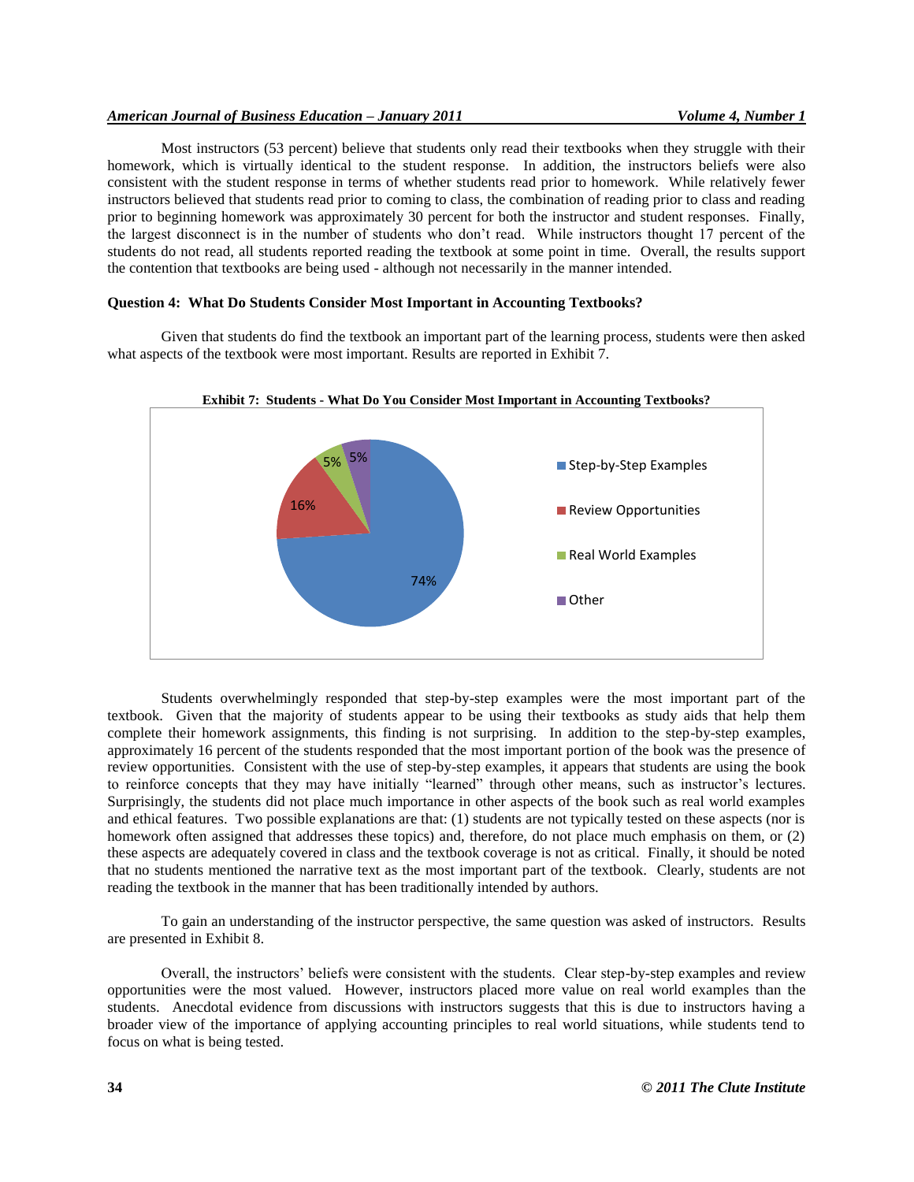Most instructors (53 percent) believe that students only read their textbooks when they struggle with their homework, which is virtually identical to the student response. In addition, the instructors beliefs were also consistent with the student response in terms of whether students read prior to homework. While relatively fewer instructors believed that students read prior to coming to class, the combination of reading prior to class and reading prior to beginning homework was approximately 30 percent for both the instructor and student responses. Finally, the largest disconnect is in the number of students who don't read. While instructors thought 17 percent of the students do not read, all students reported reading the textbook at some point in time. Overall, the results support the contention that textbooks are being used - although not necessarily in the manner intended.

### Question 4: What Do Students Consider Most Important in Accounting Textbooks?

Given that students do find the textbook an important part of the learning process, students were then asked what aspects of the textbook were most important. Results are reported in Exhibit 7.

**Exhibit 7: Students - What Do You Consider Most Important in Accounting Textbooks?**

| Category | Percent |
|---|---|
| Step-by-Step Examples | 74% |
| Review Opportunities | 16% |
| Real World Examples | 5% |
| Other | 5% |

Students overwhelmingly responded that step-by-step examples were the most important part of the textbook. Given that the majority of students appear to be using their textbooks as study aids that help them complete their homework assignments, this finding is not surprising. In addition to the step-by-step examples, approximately 16 percent of the students responded that the most important portion of the book was the presence of review opportunities. Consistent with the use of step-by-step examples, it appears that students are using the book to reinforce concepts that they may have initially "learned" through other means, such as instructor's lectures. Surprisingly, the students did not place much importance in other aspects of the book such as real world examples and ethical features. Two possible explanations are that: (1) students are not typically tested on these aspects (nor is homework often assigned that addresses these topics) and, therefore, do not place much emphasis on them, or (2) these aspects are adequately covered in class and the textbook coverage is not as critical. Finally, it should be noted that no students mentioned the narrative text as the most important part of the textbook. Clearly, students are not reading the textbook in the manner that has been traditionally intended by authors.

To gain an understanding of the instructor perspective, the same question was asked of instructors. Results are presented in Exhibit 8.

Overall, the instructors' beliefs were consistent with the students. Clear step-by-step examples and review opportunities were the most valued. However, instructors placed more value on real world examples than the students. Anecdotal evidence from discussions with instructors suggests that this is due to instructors having a broader view of the importance of applying accounting principles to real world situations, while students tend to focus on what is being tested.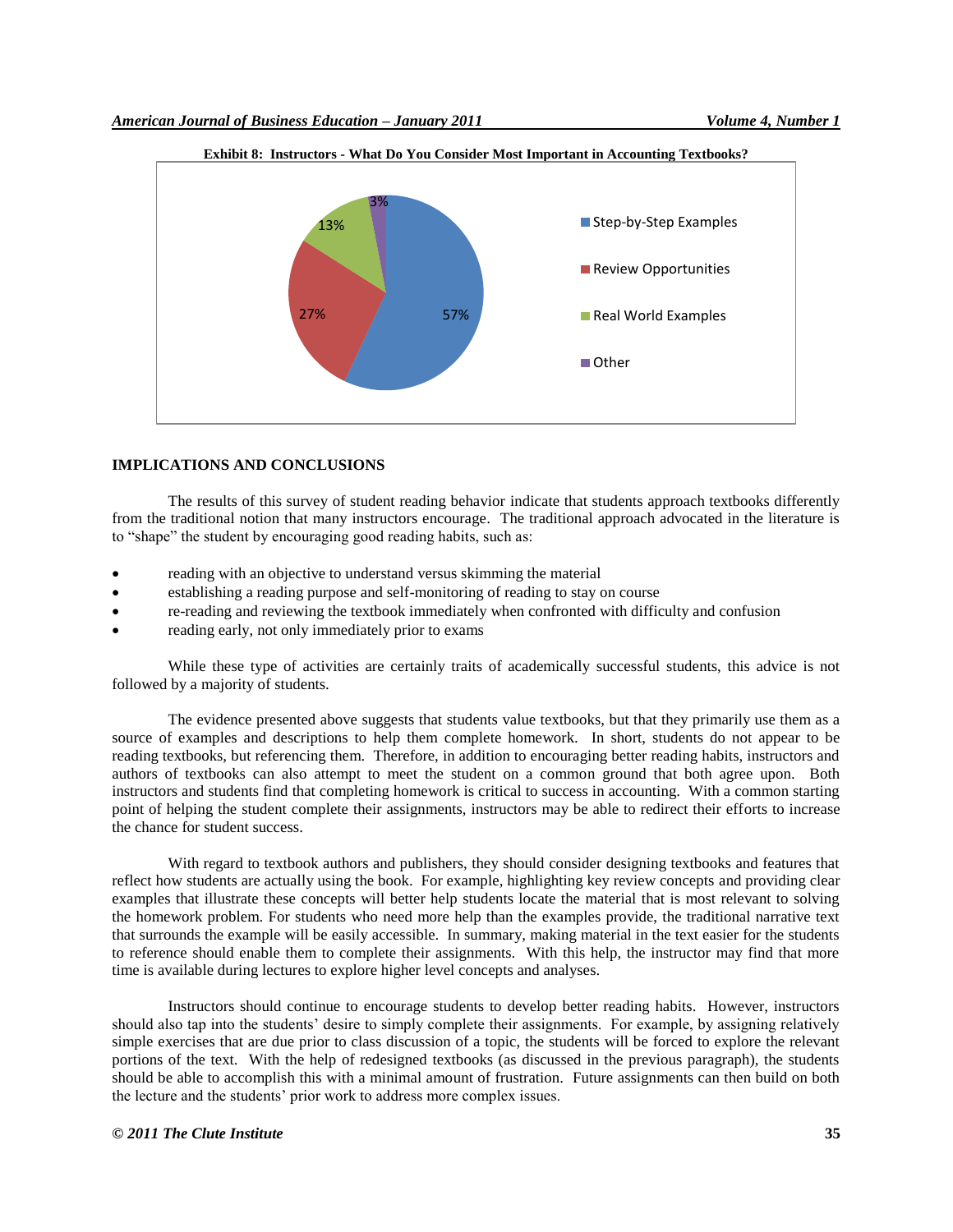**Exhibit 8: Instructors - What Do You Consider Most Important in Accounting Textbooks?**

| Category | Percentage |
|---|---|
| Step-by-Step Examples | 57% |
| Review Opportunities | 27% |
| Real World Examples | 13% |
| Other | 3% |

## IMPLICATIONS AND CONCLUSIONS

The results of this survey of student reading behavior indicate that students approach textbooks differently from the traditional notion that many instructors encourage. The traditional approach advocated in the literature is to "shape" the student by encouraging good reading habits, such as:

- reading with an objective to understand versus skimming the material
- establishing a reading purpose and self-monitoring of reading to stay on course
- re-reading and reviewing the textbook immediately when confronted with difficulty and confusion
- reading early, not only immediately prior to exams

While these type of activities are certainly traits of academically successful students, this advice is not followed by a majority of students.

The evidence presented above suggests that students value textbooks, but that they primarily use them as a source of examples and descriptions to help them complete homework. In short, students do not appear to be reading textbooks, but referencing them. Therefore, in addition to encouraging better reading habits, instructors and authors of textbooks can also attempt to meet the student on a common ground that both agree upon. Both instructors and students find that completing homework is critical to success in accounting. With a common starting point of helping the student complete their assignments, instructors may be able to redirect their efforts to increase the chance for student success.

With regard to textbook authors and publishers, they should consider designing textbooks and features that reflect how students are actually using the book. For example, highlighting key review concepts and providing clear examples that illustrate these concepts will better help students locate the material that is most relevant to solving the homework problem. For students who need more help than the examples provide, the traditional narrative text that surrounds the example will be easily accessible. In summary, making material in the text easier for the students to reference should enable them to complete their assignments. With this help, the instructor may find that more time is available during lectures to explore higher level concepts and analyses.

Instructors should continue to encourage students to develop better reading habits. However, instructors should also tap into the students' desire to simply complete their assignments. For example, by assigning relatively simple exercises that are due prior to class discussion of a topic, the students will be forced to explore the relevant portions of the text. With the help of redesigned textbooks (as discussed in the previous paragraph), the students should be able to accomplish this with a minimal amount of frustration. Future assignments can then build on both the lecture and the students' prior work to address more complex issues.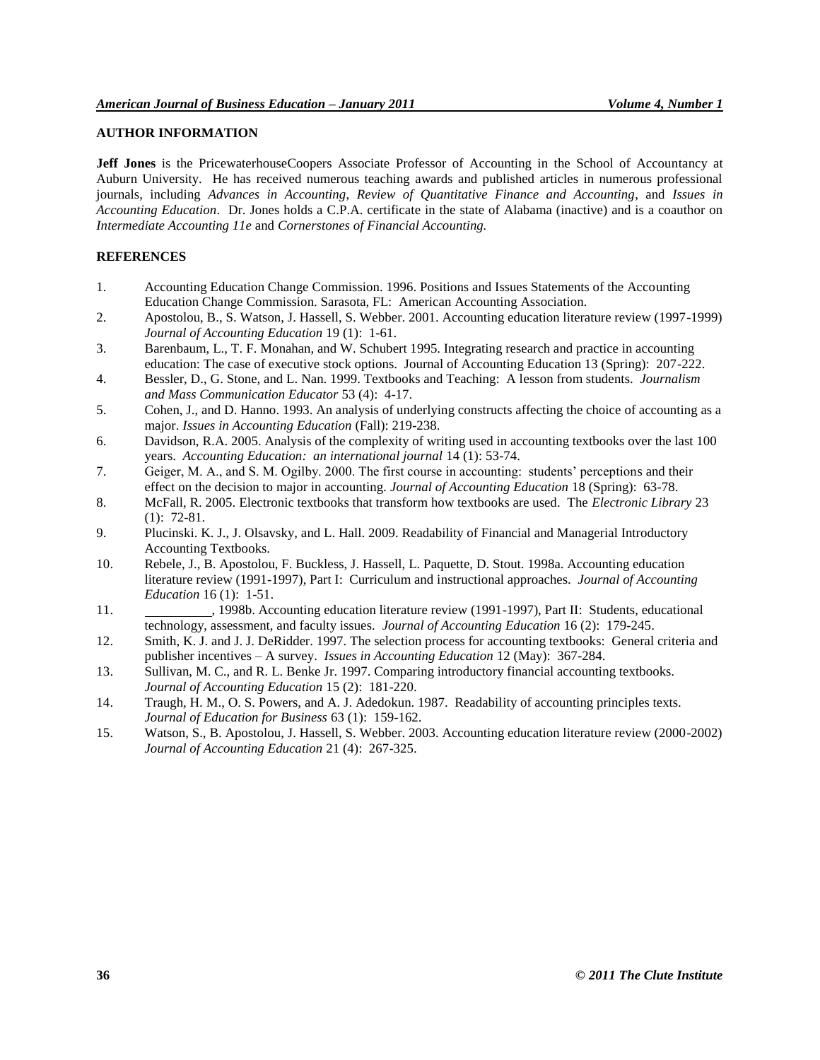## AUTHOR INFORMATION

**Jeff Jones** is the PricewaterhouseCoopers Associate Professor of Accounting in the School of Accountancy at Auburn University. He has received numerous teaching awards and published articles in numerous professional journals, including *Advances in Accounting*, *Review of Quantitative Finance and Accounting*, and *Issues in Accounting Education*. Dr. Jones holds a C.P.A. certificate in the state of Alabama (inactive) and is a coauthor on *Intermediate Accounting 11e* and *Cornerstones of Financial Accounting.*

## REFERENCES

1. Accounting Education Change Commission. 1996. Positions and Issues Statements of the Accounting Education Change Commission. Sarasota, FL: American Accounting Association.
2. Apostolou, B., S. Watson, J. Hassell, S. Webber. 2001. Accounting education literature review (1997-1999) *Journal of Accounting Education* 19 (1): 1-61.
3. Barenbaum, L., T. F. Monahan, and W. Schubert 1995. Integrating research and practice in accounting education: The case of executive stock options. Journal of Accounting Education 13 (Spring): 207-222.
4. Bessler, D., G. Stone, and L. Nan. 1999. Textbooks and Teaching: A lesson from students. *Journalism and Mass Communication Educator* 53 (4): 4-17.
5. Cohen, J., and D. Hanno. 1993. An analysis of underlying constructs affecting the choice of accounting as a major. *Issues in Accounting Education* (Fall): 219-238.
6. Davidson, R.A. 2005. Analysis of the complexity of writing used in accounting textbooks over the last 100 years. *Accounting Education: an international journal* 14 (1): 53-74.
7. Geiger, M. A., and S. M. Ogilby. 2000. The first course in accounting: students' perceptions and their effect on the decision to major in accounting. *Journal of Accounting Education* 18 (Spring): 63-78.
8. McFall, R. 2005. Electronic textbooks that transform how textbooks are used. The *Electronic Library* 23 (1): 72-81.
9. Plucinski. K. J., J. Olsavsky, and L. Hall. 2009. Readability of Financial and Managerial Introductory Accounting Textbooks.
10. Rebele, J., B. Apostolou, F. Buckless, J. Hassell, L. Paquette, D. Stout. 1998a. Accounting education literature review (1991-1997), Part I: Curriculum and instructional approaches. *Journal of Accounting Education* 16 (1): 1-51.
11. __________, 1998b. Accounting education literature review (1991-1997), Part II: Students, educational technology, assessment, and faculty issues. *Journal of Accounting Education* 16 (2): 179-245.
12. Smith, K. J. and J. J. DeRidder. 1997. The selection process for accounting textbooks: General criteria and publisher incentives – A survey. *Issues in Accounting Education* 12 (May): 367-284.
13. Sullivan, M. C., and R. L. Benke Jr. 1997. Comparing introductory financial accounting textbooks. *Journal of Accounting Education* 15 (2): 181-220.
14. Traugh, H. M., O. S. Powers, and A. J. Adedokun. 1987. Readability of accounting principles texts. *Journal of Education for Business* 63 (1): 159-162.
15. Watson, S., B. Apostolou, J. Hassell, S. Webber. 2003. Accounting education literature review (2000-2002) *Journal of Accounting Education* 21 (4): 267-325.